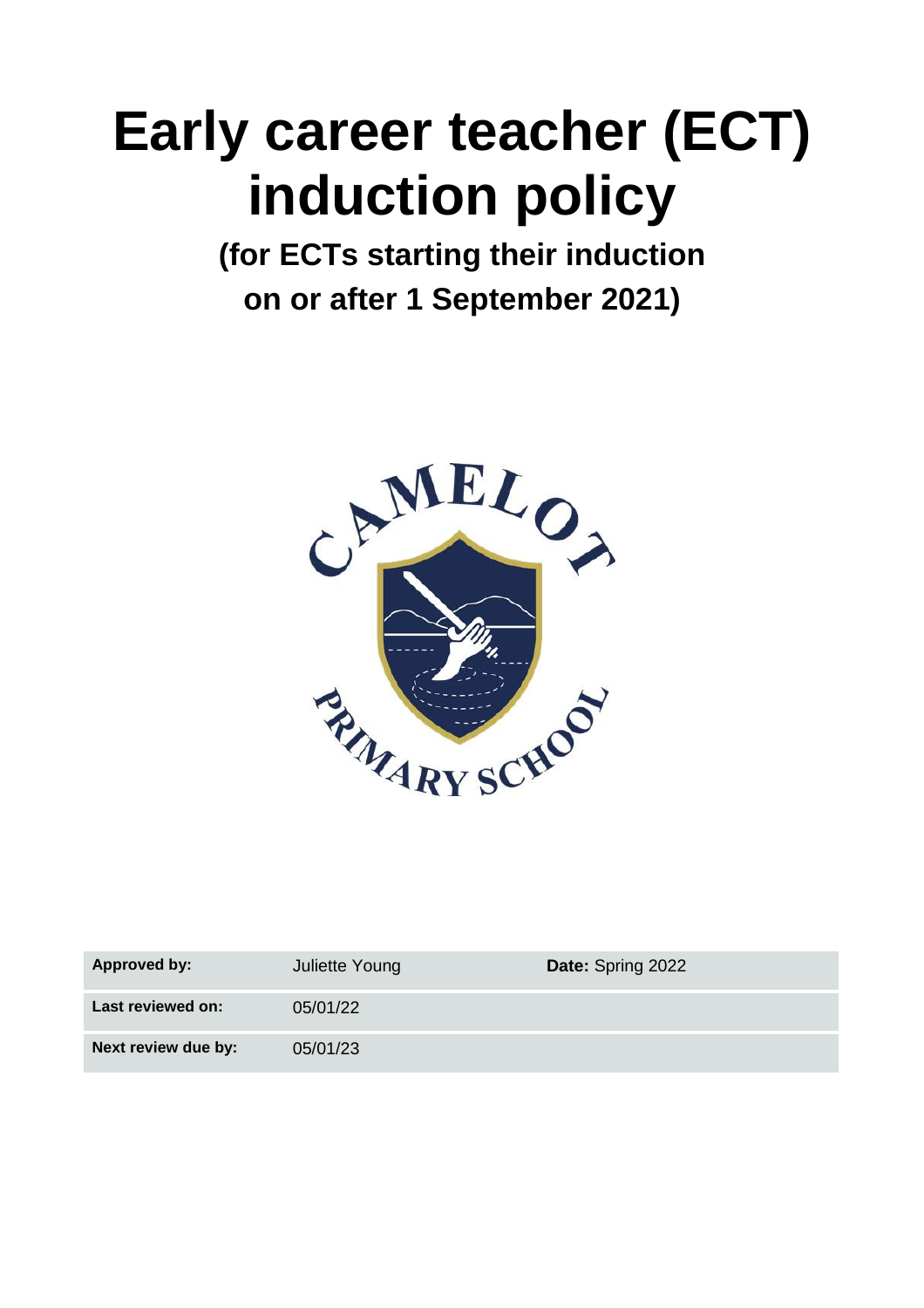# Early career teacher (ECT) induction policy

**(for ECTs starting their induction on or after 1 September 2021)**

| **Approved by:** | Juliette Young | **Date:** Spring 2022 |
| --- | --- | --- |
| **Last reviewed on:** | 05/01/22 | |
| **Next review due by:** | 05/01/23 | |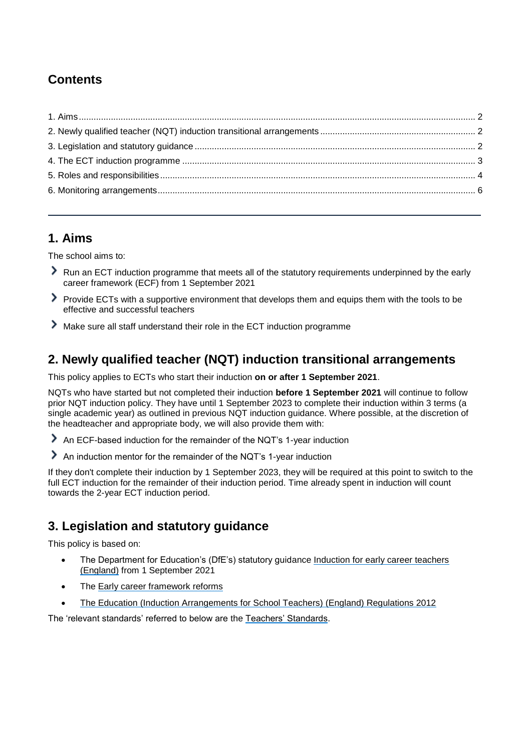## Contents

1. Aims ............................................................ 2
2. Newly qualified teacher (NQT) induction transitional arrangements ............................................................ 2
3. Legislation and statutory guidance ............................................................ 2
4. The ECT induction programme ............................................................ 3
5. Roles and responsibilities ............................................................ 4
6. Monitoring arrangements ............................................................ 6

---

## 1. Aims

The school aims to:

- Run an ECT induction programme that meets all of the statutory requirements underpinned by the early career framework (ECF) from 1 September 2021
- Provide ECTs with a supportive environment that develops them and equips them with the tools to be effective and successful teachers
- Make sure all staff understand their role in the ECT induction programme

## 2. Newly qualified teacher (NQT) induction transitional arrangements

This policy applies to ECTs who start their induction **on or after 1 September 2021**.

NQTs who have started but not completed their induction **before 1 September 2021** will continue to follow prior NQT induction policy. They have until 1 September 2023 to complete their induction within 3 terms (a single academic year) as outlined in previous NQT induction guidance. Where possible, at the discretion of the headteacher and appropriate body, we will also provide them with:

- An ECF-based induction for the remainder of the NQT's 1-year induction
- An induction mentor for the remainder of the NQT's 1-year induction

If they don't complete their induction by 1 September 2023, they will be required at this point to switch to the full ECT induction for the remainder of their induction period. Time already spent in induction will count towards the 2-year ECT induction period.

## 3. Legislation and statutory guidance

This policy is based on:

- The Department for Education's (DfE's) statutory guidance Induction for early career teachers (England) from 1 September 2021
- The Early career framework reforms
- The Education (Induction Arrangements for School Teachers) (England) Regulations 2012

The 'relevant standards' referred to below are the Teachers' Standards.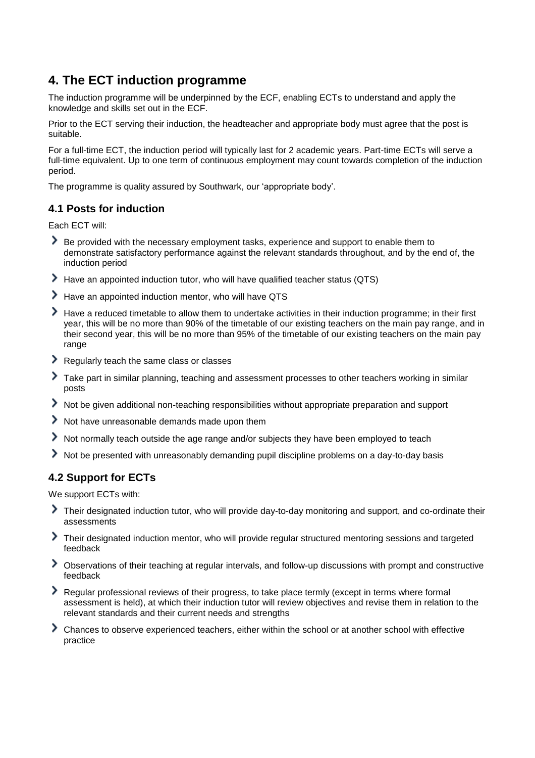## 4. The ECT induction programme

The induction programme will be underpinned by the ECF, enabling ECTs to understand and apply the knowledge and skills set out in the ECF.

Prior to the ECT serving their induction, the headteacher and appropriate body must agree that the post is suitable.

For a full-time ECT, the induction period will typically last for 2 academic years. Part-time ECTs will serve a full-time equivalent. Up to one term of continuous employment may count towards completion of the induction period.

The programme is quality assured by Southwark, our 'appropriate body'.

### 4.1 Posts for induction

Each ECT will:

- Be provided with the necessary employment tasks, experience and support to enable them to demonstrate satisfactory performance against the relevant standards throughout, and by the end of, the induction period
- Have an appointed induction tutor, who will have qualified teacher status (QTS)
- Have an appointed induction mentor, who will have QTS
- Have a reduced timetable to allow them to undertake activities in their induction programme; in their first year, this will be no more than 90% of the timetable of our existing teachers on the main pay range, and in their second year, this will be no more than 95% of the timetable of our existing teachers on the main pay range
- Regularly teach the same class or classes
- Take part in similar planning, teaching and assessment processes to other teachers working in similar posts
- Not be given additional non-teaching responsibilities without appropriate preparation and support
- Not have unreasonable demands made upon them
- Not normally teach outside the age range and/or subjects they have been employed to teach
- Not be presented with unreasonably demanding pupil discipline problems on a day-to-day basis

### 4.2 Support for ECTs

We support ECTs with:

- Their designated induction tutor, who will provide day-to-day monitoring and support, and co-ordinate their assessments
- Their designated induction mentor, who will provide regular structured mentoring sessions and targeted feedback
- Observations of their teaching at regular intervals, and follow-up discussions with prompt and constructive feedback
- Regular professional reviews of their progress, to take place termly (except in terms where formal assessment is held), at which their induction tutor will review objectives and revise them in relation to the relevant standards and their current needs and strengths
- Chances to observe experienced teachers, either within the school or at another school with effective practice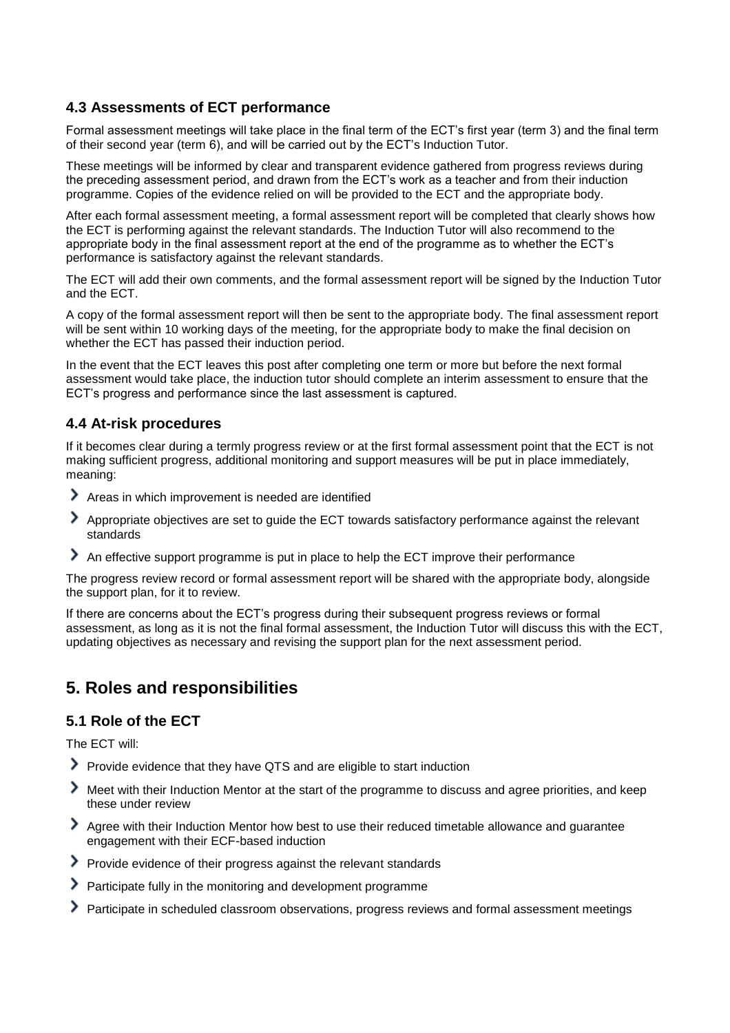### 4.3 Assessments of ECT performance

Formal assessment meetings will take place in the final term of the ECT's first year (term 3) and the final term of their second year (term 6), and will be carried out by the ECT's Induction Tutor.

These meetings will be informed by clear and transparent evidence gathered from progress reviews during the preceding assessment period, and drawn from the ECT's work as a teacher and from their induction programme. Copies of the evidence relied on will be provided to the ECT and the appropriate body.

After each formal assessment meeting, a formal assessment report will be completed that clearly shows how the ECT is performing against the relevant standards. The Induction Tutor will also recommend to the appropriate body in the final assessment report at the end of the programme as to whether the ECT's performance is satisfactory against the relevant standards.

The ECT will add their own comments, and the formal assessment report will be signed by the Induction Tutor and the ECT.

A copy of the formal assessment report will then be sent to the appropriate body. The final assessment report will be sent within 10 working days of the meeting, for the appropriate body to make the final decision on whether the ECT has passed their induction period.

In the event that the ECT leaves this post after completing one term or more but before the next formal assessment would take place, the induction tutor should complete an interim assessment to ensure that the ECT's progress and performance since the last assessment is captured.

### 4.4 At-risk procedures

If it becomes clear during a termly progress review or at the first formal assessment point that the ECT is not making sufficient progress, additional monitoring and support measures will be put in place immediately, meaning:

- Areas in which improvement is needed are identified
- Appropriate objectives are set to guide the ECT towards satisfactory performance against the relevant standards
- An effective support programme is put in place to help the ECT improve their performance

The progress review record or formal assessment report will be shared with the appropriate body, alongside the support plan, for it to review.

If there are concerns about the ECT's progress during their subsequent progress reviews or formal assessment, as long as it is not the final formal assessment, the Induction Tutor will discuss this with the ECT, updating objectives as necessary and revising the support plan for the next assessment period.

## 5. Roles and responsibilities

### 5.1 Role of the ECT

The ECT will:

- Provide evidence that they have QTS and are eligible to start induction
- Meet with their Induction Mentor at the start of the programme to discuss and agree priorities, and keep these under review
- Agree with their Induction Mentor how best to use their reduced timetable allowance and guarantee engagement with their ECF-based induction
- Provide evidence of their progress against the relevant standards
- Participate fully in the monitoring and development programme
- Participate in scheduled classroom observations, progress reviews and formal assessment meetings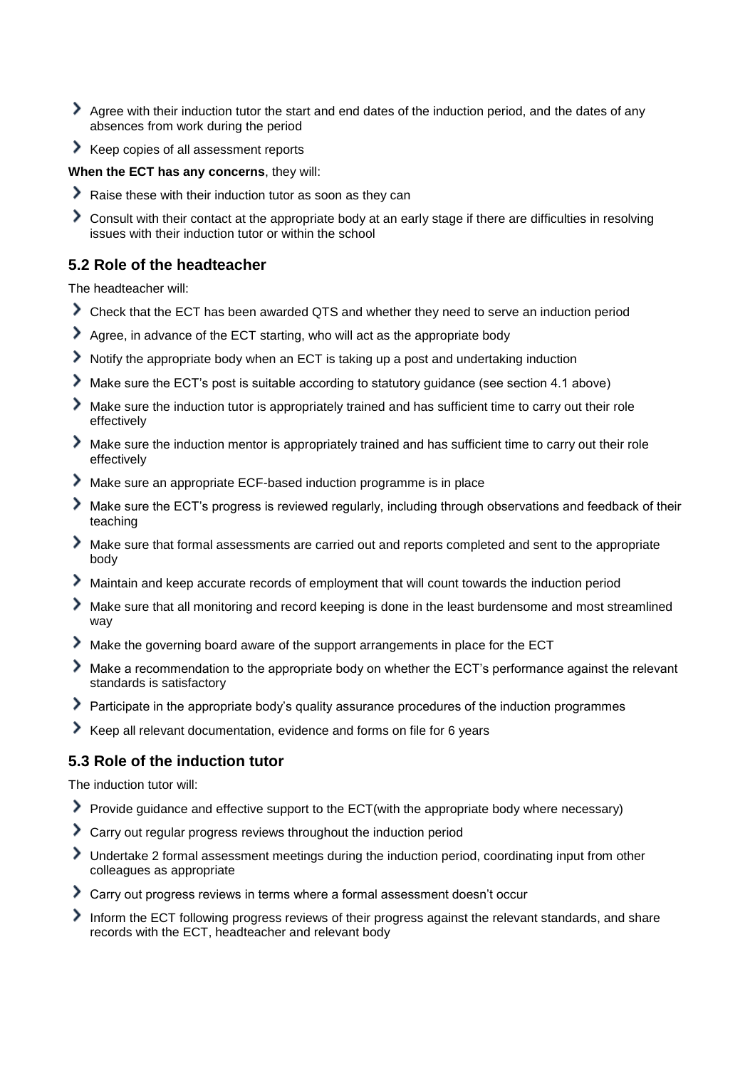- Agree with their induction tutor the start and end dates of the induction period, and the dates of any absences from work during the period
- Keep copies of all assessment reports

**When the ECT has any concerns**, they will:

- Raise these with their induction tutor as soon as they can
- Consult with their contact at the appropriate body at an early stage if there are difficulties in resolving issues with their induction tutor or within the school

### 5.2 Role of the headteacher

The headteacher will:

- Check that the ECT has been awarded QTS and whether they need to serve an induction period
- Agree, in advance of the ECT starting, who will act as the appropriate body
- Notify the appropriate body when an ECT is taking up a post and undertaking induction
- Make sure the ECT's post is suitable according to statutory guidance (see section 4.1 above)
- Make sure the induction tutor is appropriately trained and has sufficient time to carry out their role effectively
- Make sure the induction mentor is appropriately trained and has sufficient time to carry out their role effectively
- Make sure an appropriate ECF-based induction programme is in place
- Make sure the ECT's progress is reviewed regularly, including through observations and feedback of their teaching
- Make sure that formal assessments are carried out and reports completed and sent to the appropriate body
- Maintain and keep accurate records of employment that will count towards the induction period
- Make sure that all monitoring and record keeping is done in the least burdensome and most streamlined way
- Make the governing board aware of the support arrangements in place for the ECT
- Make a recommendation to the appropriate body on whether the ECT's performance against the relevant standards is satisfactory
- Participate in the appropriate body's quality assurance procedures of the induction programmes
- Keep all relevant documentation, evidence and forms on file for 6 years

### 5.3 Role of the induction tutor

The induction tutor will:

- Provide guidance and effective support to the ECT(with the appropriate body where necessary)
- Carry out regular progress reviews throughout the induction period
- Undertake 2 formal assessment meetings during the induction period, coordinating input from other colleagues as appropriate
- Carry out progress reviews in terms where a formal assessment doesn't occur
- Inform the ECT following progress reviews of their progress against the relevant standards, and share records with the ECT, headteacher and relevant body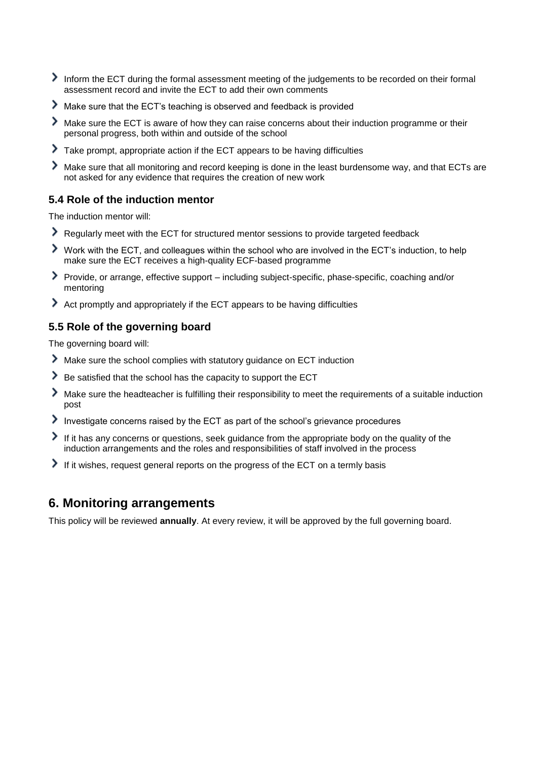- Inform the ECT during the formal assessment meeting of the judgements to be recorded on their formal assessment record and invite the ECT to add their own comments
- Make sure that the ECT's teaching is observed and feedback is provided
- Make sure the ECT is aware of how they can raise concerns about their induction programme or their personal progress, both within and outside of the school
- Take prompt, appropriate action if the ECT appears to be having difficulties
- Make sure that all monitoring and record keeping is done in the least burdensome way, and that ECTs are not asked for any evidence that requires the creation of new work

### 5.4 Role of the induction mentor

The induction mentor will:

- Regularly meet with the ECT for structured mentor sessions to provide targeted feedback
- Work with the ECT, and colleagues within the school who are involved in the ECT's induction, to help make sure the ECT receives a high-quality ECF-based programme
- Provide, or arrange, effective support – including subject-specific, phase-specific, coaching and/or mentoring
- Act promptly and appropriately if the ECT appears to be having difficulties

### 5.5 Role of the governing board

The governing board will:

- Make sure the school complies with statutory guidance on ECT induction
- Be satisfied that the school has the capacity to support the ECT
- Make sure the headteacher is fulfilling their responsibility to meet the requirements of a suitable induction post
- Investigate concerns raised by the ECT as part of the school's grievance procedures
- If it has any concerns or questions, seek guidance from the appropriate body on the quality of the induction arrangements and the roles and responsibilities of staff involved in the process
- If it wishes, request general reports on the progress of the ECT on a termly basis

## 6. Monitoring arrangements

This policy will be reviewed **annually**. At every review, it will be approved by the full governing board.